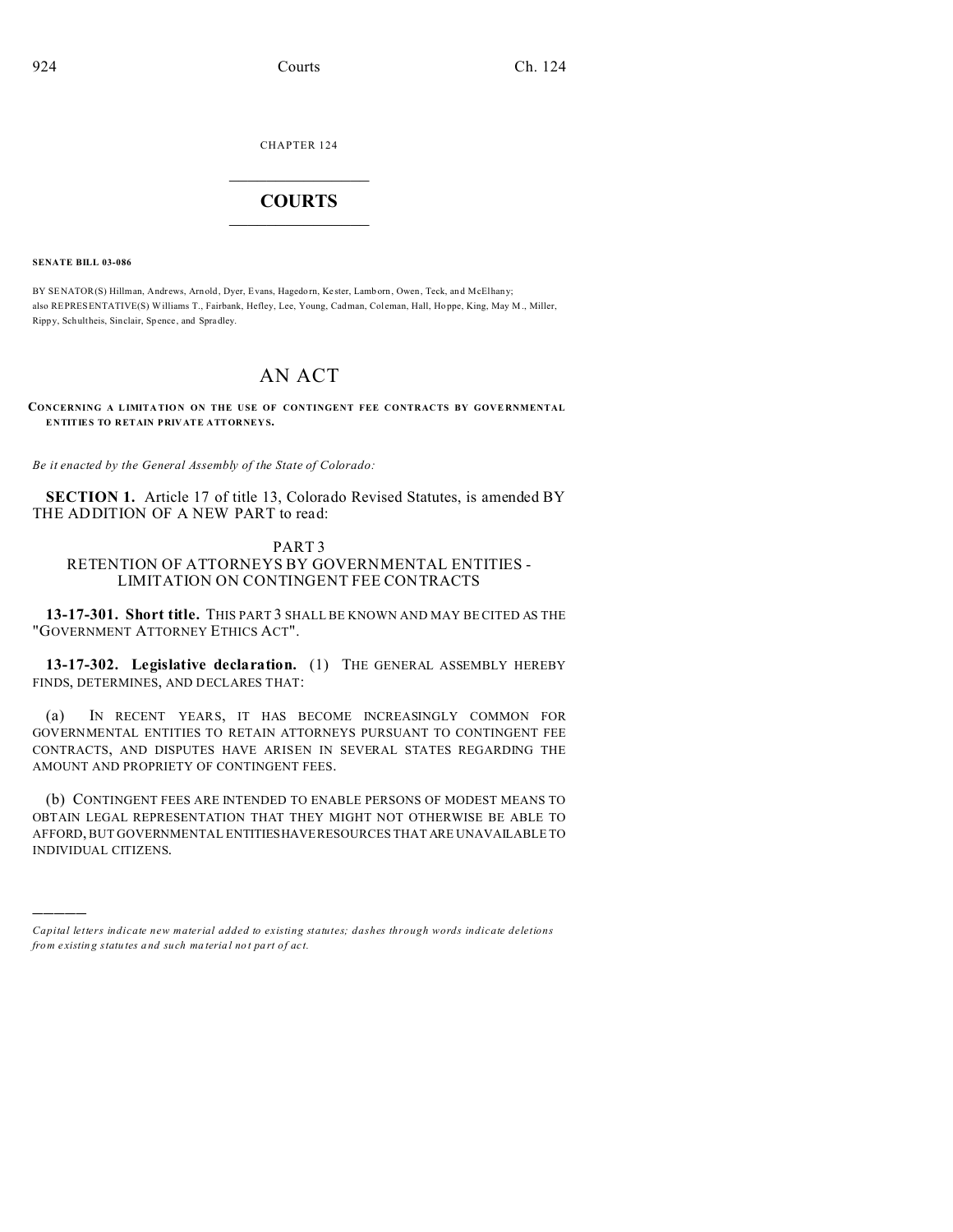CHAPTER 124

# COURTS

**SENATE BILL 03-086**

BY SENATOR(S) Hillman, Andrews, Arnold, Dyer, Evans, Hagedorn, Kester, Lamborn, Owen, Teck, and McElhany;
also REPRESENTATIVE(S) Williams T., Fairbank, Hefley, Lee, Young, Cadman, Coleman, Hall, Hoppe, King, May M., Miller, Rippy, Schultheis, Sinclair, Spence, and Spradley.

# AN ACT

**CONCERNING A LIMITATION ON THE USE OF CONTINGENT FEE CONTRACTS BY GOVERNMENTAL ENTITIES TO RETAIN PRIVATE ATTORNEYS.**

*Be it enacted by the General Assembly of the State of Colorado:*

**SECTION 1.** Article 17 of title 13, Colorado Revised Statutes, is amended BY THE ADDITION OF A NEW PART to read:

PART 3
RETENTION OF ATTORNEYS BY GOVERNMENTAL ENTITIES - LIMITATION ON CONTINGENT FEE CONTRACTS

**13-17-301. Short title.** THIS PART 3 SHALL BE KNOWN AND MAY BE CITED AS THE "GOVERNMENT ATTORNEY ETHICS ACT".

**13-17-302. Legislative declaration.** (1) THE GENERAL ASSEMBLY HEREBY FINDS, DETERMINES, AND DECLARES THAT:

(a) IN RECENT YEARS, IT HAS BECOME INCREASINGLY COMMON FOR GOVERNMENTAL ENTITIES TO RETAIN ATTORNEYS PURSUANT TO CONTINGENT FEE CONTRACTS, AND DISPUTES HAVE ARISEN IN SEVERAL STATES REGARDING THE AMOUNT AND PROPRIETY OF CONTINGENT FEES.

(b) CONTINGENT FEES ARE INTENDED TO ENABLE PERSONS OF MODEST MEANS TO OBTAIN LEGAL REPRESENTATION THAT THEY MIGHT NOT OTHERWISE BE ABLE TO AFFORD, BUT GOVERNMENTAL ENTITIES HAVE RESOURCES THAT ARE UNAVAILABLE TO INDIVIDUAL CITIZENS.

---

*Capital letters indicate new material added to existing statutes; dashes through words indicate deletions from existing statutes and such material not part of act.*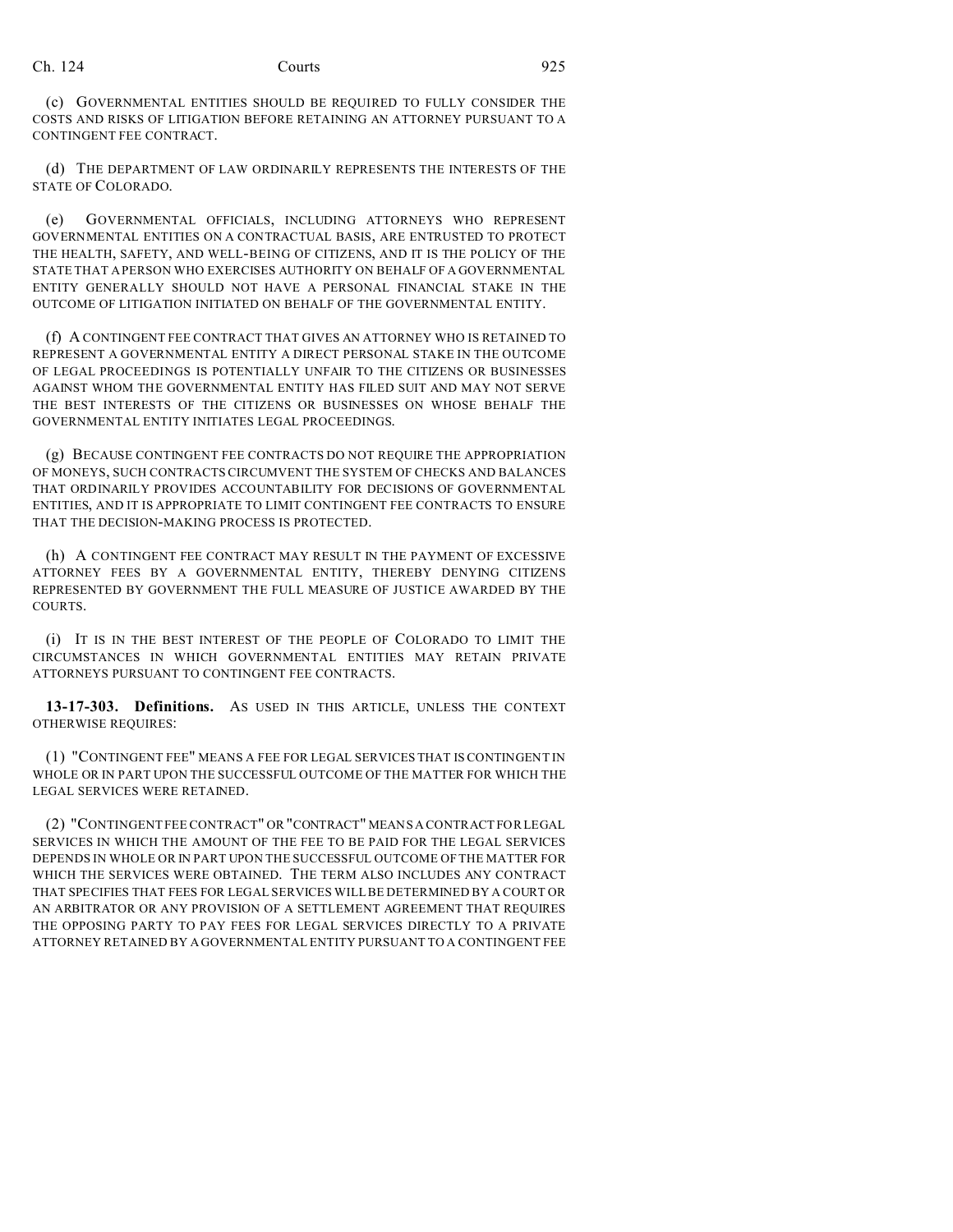(c) GOVERNMENTAL ENTITIES SHOULD BE REQUIRED TO FULLY CONSIDER THE COSTS AND RISKS OF LITIGATION BEFORE RETAINING AN ATTORNEY PURSUANT TO A CONTINGENT FEE CONTRACT.

(d) THE DEPARTMENT OF LAW ORDINARILY REPRESENTS THE INTERESTS OF THE STATE OF COLORADO.

(e) GOVERNMENTAL OFFICIALS, INCLUDING ATTORNEYS WHO REPRESENT GOVERNMENTAL ENTITIES ON A CONTRACTUAL BASIS, ARE ENTRUSTED TO PROTECT THE HEALTH, SAFETY, AND WELL-BEING OF CITIZENS, AND IT IS THE POLICY OF THE STATE THAT A PERSON WHO EXERCISES AUTHORITY ON BEHALF OF A GOVERNMENTAL ENTITY GENERALLY SHOULD NOT HAVE A PERSONAL FINANCIAL STAKE IN THE OUTCOME OF LITIGATION INITIATED ON BEHALF OF THE GOVERNMENTAL ENTITY.

(f) A CONTINGENT FEE CONTRACT THAT GIVES AN ATTORNEY WHO IS RETAINED TO REPRESENT A GOVERNMENTAL ENTITY A DIRECT PERSONAL STAKE IN THE OUTCOME OF LEGAL PROCEEDINGS IS POTENTIALLY UNFAIR TO THE CITIZENS OR BUSINESSES AGAINST WHOM THE GOVERNMENTAL ENTITY HAS FILED SUIT AND MAY NOT SERVE THE BEST INTERESTS OF THE CITIZENS OR BUSINESSES ON WHOSE BEHALF THE GOVERNMENTAL ENTITY INITIATES LEGAL PROCEEDINGS.

(g) BECAUSE CONTINGENT FEE CONTRACTS DO NOT REQUIRE THE APPROPRIATION OF MONEYS, SUCH CONTRACTS CIRCUMVENT THE SYSTEM OF CHECKS AND BALANCES THAT ORDINARILY PROVIDES ACCOUNTABILITY FOR DECISIONS OF GOVERNMENTAL ENTITIES, AND IT IS APPROPRIATE TO LIMIT CONTINGENT FEE CONTRACTS TO ENSURE THAT THE DECISION-MAKING PROCESS IS PROTECTED.

(h) A CONTINGENT FEE CONTRACT MAY RESULT IN THE PAYMENT OF EXCESSIVE ATTORNEY FEES BY A GOVERNMENTAL ENTITY, THEREBY DENYING CITIZENS REPRESENTED BY GOVERNMENT THE FULL MEASURE OF JUSTICE AWARDED BY THE COURTS.

(i) IT IS IN THE BEST INTEREST OF THE PEOPLE OF COLORADO TO LIMIT THE CIRCUMSTANCES IN WHICH GOVERNMENTAL ENTITIES MAY RETAIN PRIVATE ATTORNEYS PURSUANT TO CONTINGENT FEE CONTRACTS.

**13-17-303. Definitions.** AS USED IN THIS ARTICLE, UNLESS THE CONTEXT OTHERWISE REQUIRES:

(1) "CONTINGENT FEE" MEANS A FEE FOR LEGAL SERVICES THAT IS CONTINGENT IN WHOLE OR IN PART UPON THE SUCCESSFUL OUTCOME OF THE MATTER FOR WHICH THE LEGAL SERVICES WERE RETAINED.

(2) "CONTINGENT FEE CONTRACT" OR "CONTRACT" MEANS A CONTRACT FOR LEGAL SERVICES IN WHICH THE AMOUNT OF THE FEE TO BE PAID FOR THE LEGAL SERVICES DEPENDS IN WHOLE OR IN PART UPON THE SUCCESSFUL OUTCOME OF THE MATTER FOR WHICH THE SERVICES WERE OBTAINED. THE TERM ALSO INCLUDES ANY CONTRACT THAT SPECIFIES THAT FEES FOR LEGAL SERVICES WILL BE DETERMINED BY A COURT OR AN ARBITRATOR OR ANY PROVISION OF A SETTLEMENT AGREEMENT THAT REQUIRES THE OPPOSING PARTY TO PAY FEES FOR LEGAL SERVICES DIRECTLY TO A PRIVATE ATTORNEY RETAINED BY A GOVERNMENTAL ENTITY PURSUANT TO A CONTINGENT FEE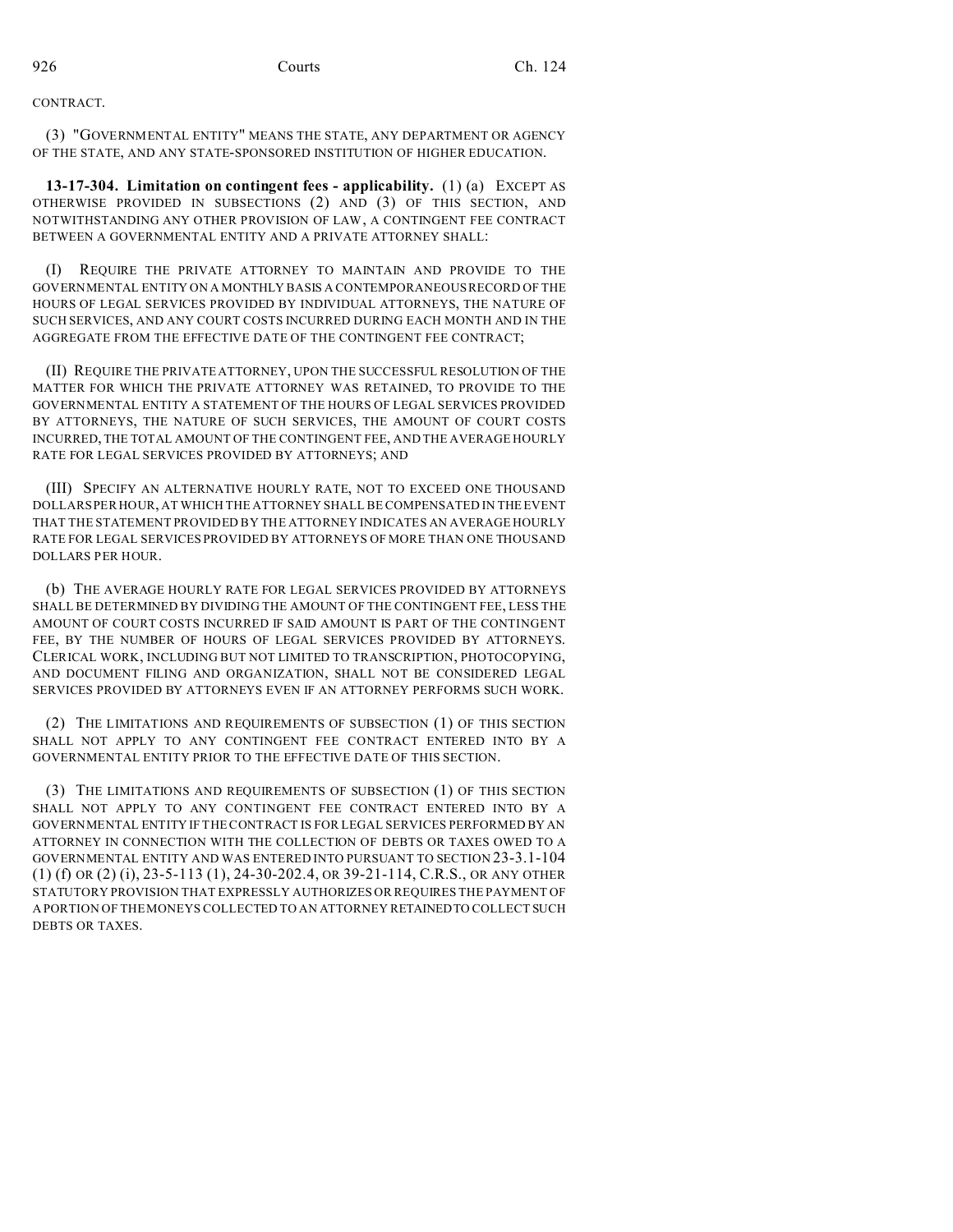CONTRACT.

(3) "GOVERNMENTAL ENTITY" MEANS THE STATE, ANY DEPARTMENT OR AGENCY OF THE STATE, AND ANY STATE-SPONSORED INSTITUTION OF HIGHER EDUCATION.

**13-17-304. Limitation on contingent fees - applicability.** (1) (a) EXCEPT AS OTHERWISE PROVIDED IN SUBSECTIONS (2) AND (3) OF THIS SECTION, AND NOTWITHSTANDING ANY OTHER PROVISION OF LAW, A CONTINGENT FEE CONTRACT BETWEEN A GOVERNMENTAL ENTITY AND A PRIVATE ATTORNEY SHALL:

(I) REQUIRE THE PRIVATE ATTORNEY TO MAINTAIN AND PROVIDE TO THE GOVERNMENTAL ENTITY ON A MONTHLY BASIS A CONTEMPORANEOUS RECORD OF THE HOURS OF LEGAL SERVICES PROVIDED BY INDIVIDUAL ATTORNEYS, THE NATURE OF SUCH SERVICES, AND ANY COURT COSTS INCURRED DURING EACH MONTH AND IN THE AGGREGATE FROM THE EFFECTIVE DATE OF THE CONTINGENT FEE CONTRACT;

(II) REQUIRE THE PRIVATE ATTORNEY, UPON THE SUCCESSFUL RESOLUTION OF THE MATTER FOR WHICH THE PRIVATE ATTORNEY WAS RETAINED, TO PROVIDE TO THE GOVERNMENTAL ENTITY A STATEMENT OF THE HOURS OF LEGAL SERVICES PROVIDED BY ATTORNEYS, THE NATURE OF SUCH SERVICES, THE AMOUNT OF COURT COSTS INCURRED, THE TOTAL AMOUNT OF THE CONTINGENT FEE, AND THE AVERAGE HOURLY RATE FOR LEGAL SERVICES PROVIDED BY ATTORNEYS; AND

(III) SPECIFY AN ALTERNATIVE HOURLY RATE, NOT TO EXCEED ONE THOUSAND DOLLARS PER HOUR, AT WHICH THE ATTORNEY SHALL BE COMPENSATED IN THE EVENT THAT THE STATEMENT PROVIDED BY THE ATTORNEY INDICATES AN AVERAGE HOURLY RATE FOR LEGAL SERVICES PROVIDED BY ATTORNEYS OF MORE THAN ONE THOUSAND DOLLARS PER HOUR.

(b) THE AVERAGE HOURLY RATE FOR LEGAL SERVICES PROVIDED BY ATTORNEYS SHALL BE DETERMINED BY DIVIDING THE AMOUNT OF THE CONTINGENT FEE, LESS THE AMOUNT OF COURT COSTS INCURRED IF SAID AMOUNT IS PART OF THE CONTINGENT FEE, BY THE NUMBER OF HOURS OF LEGAL SERVICES PROVIDED BY ATTORNEYS. CLERICAL WORK, INCLUDING BUT NOT LIMITED TO TRANSCRIPTION, PHOTOCOPYING, AND DOCUMENT FILING AND ORGANIZATION, SHALL NOT BE CONSIDERED LEGAL SERVICES PROVIDED BY ATTORNEYS EVEN IF AN ATTORNEY PERFORMS SUCH WORK.

(2) THE LIMITATIONS AND REQUIREMENTS OF SUBSECTION (1) OF THIS SECTION SHALL NOT APPLY TO ANY CONTINGENT FEE CONTRACT ENTERED INTO BY A GOVERNMENTAL ENTITY PRIOR TO THE EFFECTIVE DATE OF THIS SECTION.

(3) THE LIMITATIONS AND REQUIREMENTS OF SUBSECTION (1) OF THIS SECTION SHALL NOT APPLY TO ANY CONTINGENT FEE CONTRACT ENTERED INTO BY A GOVERNMENTAL ENTITY IF THE CONTRACT IS FOR LEGAL SERVICES PERFORMED BY AN ATTORNEY IN CONNECTION WITH THE COLLECTION OF DEBTS OR TAXES OWED TO A GOVERNMENTAL ENTITY AND WAS ENTERED INTO PURSUANT TO SECTION 23-3.1-104 (1) (f) OR (2) (i), 23-5-113 (1), 24-30-202.4, OR 39-21-114, C.R.S., OR ANY OTHER STATUTORY PROVISION THAT EXPRESSLY AUTHORIZES OR REQUIRES THE PAYMENT OF A PORTION OF THE MONEYS COLLECTED TO AN ATTORNEY RETAINED TO COLLECT SUCH DEBTS OR TAXES.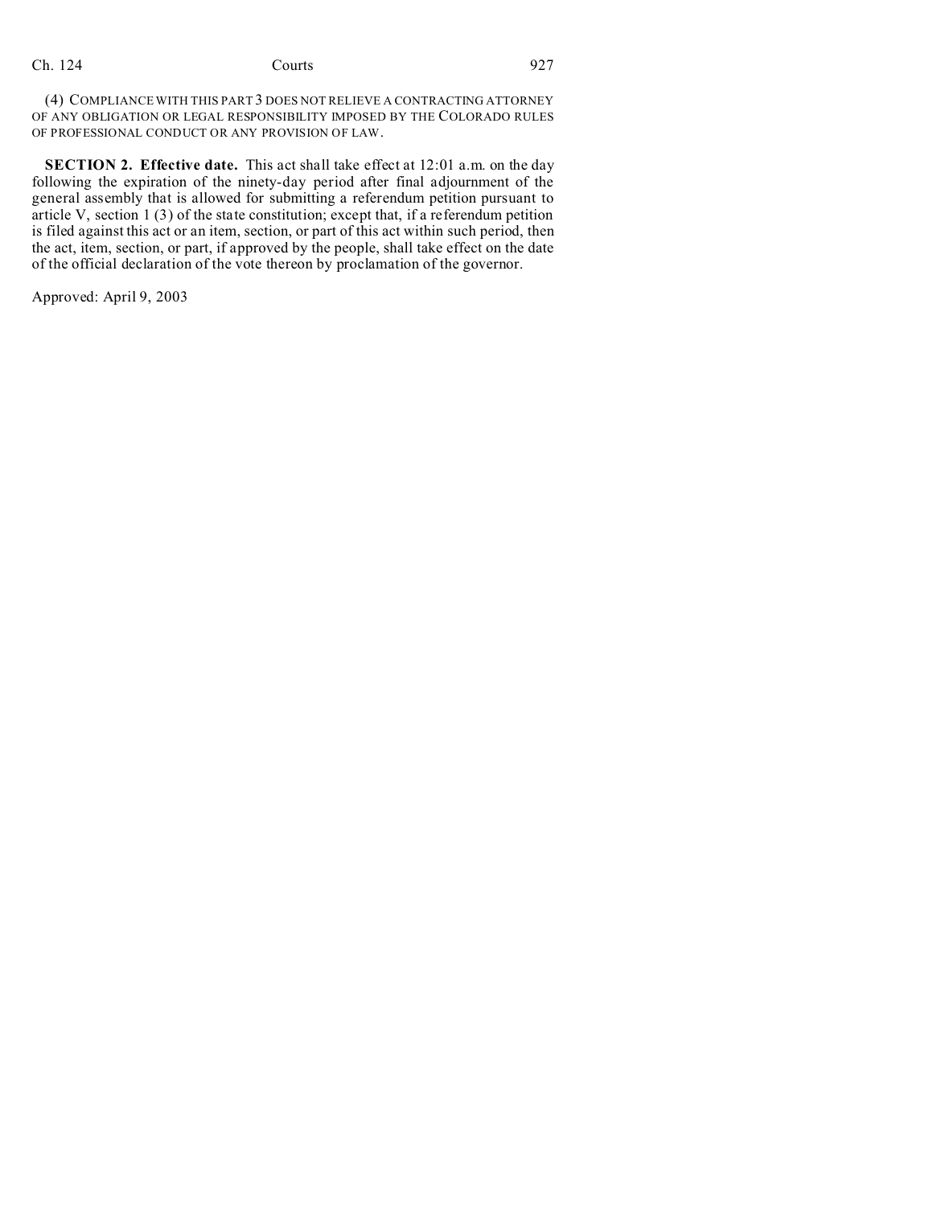(4) COMPLIANCE WITH THIS PART 3 DOES NOT RELIEVE A CONTRACTING ATTORNEY OF ANY OBLIGATION OR LEGAL RESPONSIBILITY IMPOSED BY THE COLORADO RULES OF PROFESSIONAL CONDUCT OR ANY PROVISION OF LAW.

**SECTION 2. Effective date.** This act shall take effect at 12:01 a.m. on the day following the expiration of the ninety-day period after final adjournment of the general assembly that is allowed for submitting a referendum petition pursuant to article V, section 1 (3) of the state constitution; except that, if a referendum petition is filed against this act or an item, section, or part of this act within such period, then the act, item, section, or part, if approved by the people, shall take effect on the date of the official declaration of the vote thereon by proclamation of the governor.

Approved: April 9, 2003